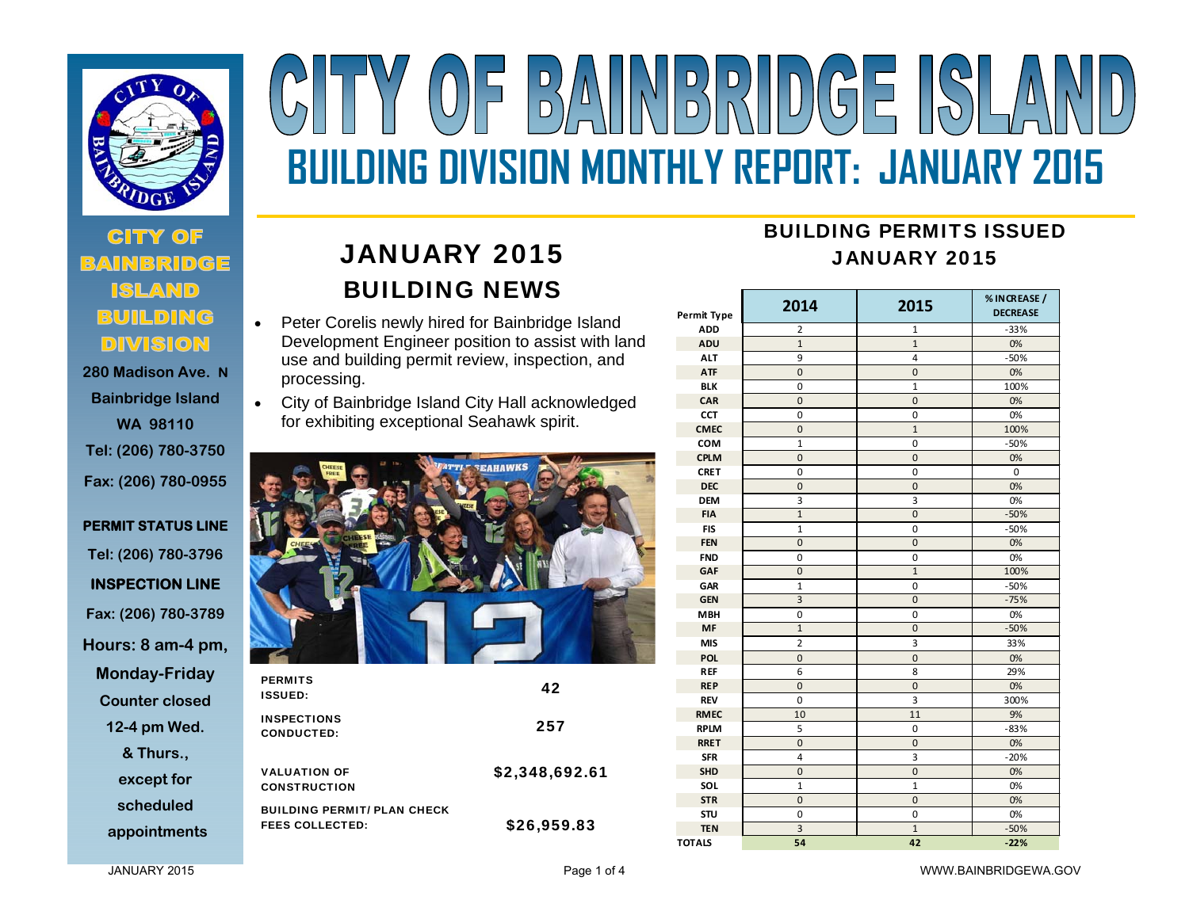# CITY OF BAINBRIDGE ISLAND

## BUILDING DIVISION MONTHLY REPORT: JANUARY 2015

**CITY OF BAINBRIDGE ISLAND BUILDING DIVISION**

280 Madison Ave. N
Bainbridge Island
WA 98110
Tel: (206) 780-3750
Fax: (206) 780-0955

**PERMIT STATUS LINE**
Tel: (206) 780-3796

**INSPECTION LINE**
Fax: (206) 780-3789

Hours: 8 am-4 pm, Monday-Friday
Counter closed 12-4 pm Wed. & Thurs., except for scheduled appointments

## JANUARY 2015 BUILDING NEWS

- Peter Corelis newly hired for Bainbridge Island Development Engineer position to assist with land use and building permit review, inspection, and processing.
- City of Bainbridge Island City Hall acknowledged for exhibiting exceptional Seahawk spirit.

| | |
|---|---|
| PERMITS ISSUED: | 42 |
| INSPECTIONS CONDUCTED: | 257 |
| VALUATION OF CONSTRUCTION | $2,348,692.61 |
| BUILDING PERMIT/ PLAN CHECK FEES COLLECTED: | $26,959.83 |

## BUILDING PERMITS ISSUED JANUARY 2015

| Permit Type | 2014 | 2015 | % INCREASE / DECREASE |
|---|---|---|---|
| ADD | 2 | 1 | -33% |
| ADU | 1 | 1 | 0% |
| ALT | 9 | 4 | -50% |
| ATF | 0 | 0 | 0% |
| BLK | 0 | 1 | 100% |
| CAR | 0 | 0 | 0% |
| CCT | 0 | 0 | 0% |
| CMEC | 0 | 1 | 100% |
| COM | 1 | 0 | -50% |
| CPLM | 0 | 0 | 0% |
| CRET | 0 | 0 | 0 |
| DEC | 0 | 0 | 0% |
| DEM | 3 | 3 | 0% |
| FIA | 1 | 0 | -50% |
| FIS | 1 | 0 | -50% |
| FEN | 0 | 0 | 0% |
| FND | 0 | 0 | 0% |
| GAF | 0 | 1 | 100% |
| GAR | 1 | 0 | -50% |
| GEN | 3 | 0 | -75% |
| MBH | 0 | 0 | 0% |
| MF | 1 | 0 | -50% |
| MIS | 2 | 3 | 33% |
| POL | 0 | 0 | 0% |
| REF | 6 | 8 | 29% |
| REP | 0 | 0 | 0% |
| REV | 0 | 3 | 300% |
| RMEC | 10 | 11 | 9% |
| RPLM | 5 | 0 | -83% |
| RRET | 0 | 0 | 0% |
| SFR | 4 | 3 | -20% |
| SHD | 0 | 0 | 0% |
| SOL | 1 | 1 | 0% |
| STR | 0 | 0 | 0% |
| STU | 0 | 0 | 0% |
| TEN | 3 | 1 | -50% |
| TOTALS | 54 | 42 | -22% |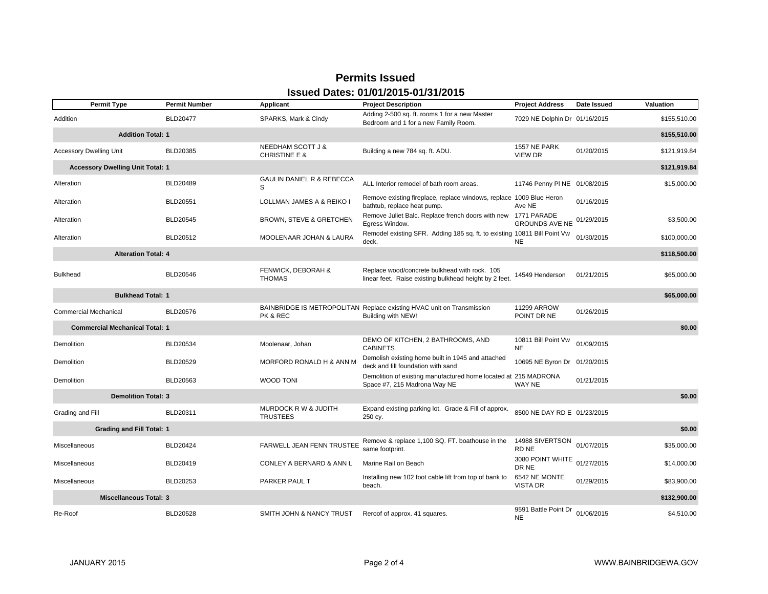# Permits Issued

## Issued Dates: 01/01/2015-01/31/2015

| Permit Type | Permit Number | Applicant | Project Description | Project Address | Date Issued | Valuation |
|---|---|---|---|---|---|---|
| Addition | BLD20477 | SPARKS, Mark & Cindy | Adding 2-500 sq. ft. rooms 1 for a new Master Bedroom and 1 for a new Family Room. | 7029 NE Dolphin Dr | 01/16/2015 | $155,510.00 |
| **Addition Total: 1** | | | | | | **$155,510.00** |
| Accessory Dwelling Unit | BLD20385 | NEEDHAM SCOTT J & CHRISTINE E & | Building a new 784 sq. ft. ADU. | 1557 NE PARK VIEW DR | 01/20/2015 | $121,919.84 |
| **Accessory Dwelling Unit Total: 1** | | | | | | **$121,919.84** |
| Alteration | BLD20489 | GAULIN DANIEL R & REBECCA S | ALL Interior remodel of bath room areas. | 11746 Penny Pl NE | 01/08/2015 | $15,000.00 |
| Alteration | BLD20551 | LOLLMAN JAMES A & REIKO I | Remove existing fireplace, replace windows, replace bathtub, replace heat pump. | 1009 Blue Heron Ave NE | 01/16/2015 | |
| Alteration | BLD20545 | BROWN, STEVE & GRETCHEN | Remove Juliet Balc. Replace french doors with new Egress Window. | 1771 PARADE GROUNDS AVE NE | 01/29/2015 | $3,500.00 |
| Alteration | BLD20512 | MOOLENAAR JOHAN & LAURA | Remodel existing SFR. Adding 185 sq. ft. to existing deck. | 10811 Bill Point Vw NE | 01/30/2015 | $100,000.00 |
| **Alteration Total: 4** | | | | | | **$118,500.00** |
| Bulkhead | BLD20546 | FENWICK, DEBORAH & THOMAS | Replace wood/concrete bulkhead with rock. 105 linear feet. Raise existing bulkhead height by 2 feet. | 14549 Henderson | 01/21/2015 | $65,000.00 |
| **Bulkhead Total: 1** | | | | | | **$65,000.00** |
| Commercial Mechanical | BLD20576 | BAINBRIDGE IS METROPOLITAN PK & REC | Replace existing HVAC unit on Transmission Building with NEW! | 11299 ARROW POINT DR NE | 01/26/2015 | |
| **Commercial Mechanical Total: 1** | | | | | | **$0.00** |
| Demolition | BLD20534 | Moolenaar, Johan | DEMO OF KITCHEN, 2 BATHROOMS, AND CABINETS | 10811 Bill Point Vw NE | 01/09/2015 | |
| Demolition | BLD20529 | MORFORD RONALD H & ANN M | Demolish existing home built in 1945 and attached deck and fill foundation with sand | 10695 NE Byron Dr | 01/20/2015 | |
| Demolition | BLD20563 | WOOD TONI | Demolition of existing manufactured home located at Space #7, 215 Madrona Way NE | 215 MADRONA WAY NE | 01/21/2015 | |
| **Demolition Total: 3** | | | | | | **$0.00** |
| Grading and Fill | BLD20311 | MURDOCK R W & JUDITH TRUSTEES | Expand existing parking lot. Grade & Fill of approx. 250 cy. | 8500 NE DAY RD E | 01/23/2015 | |
| **Grading and Fill Total: 1** | | | | | | **$0.00** |
| Miscellaneous | BLD20424 | FARWELL JEAN FENN TRUSTEE | Remove & replace 1,100 SQ. FT. boathouse in the same footprint. | 14988 SIVERTSON RD NE | 01/07/2015 | $35,000.00 |
| Miscellaneous | BLD20419 | CONLEY A BERNARD & ANN L | Marine Rail on Beach | 3080 POINT WHITE DR NE | 01/27/2015 | $14,000.00 |
| Miscellaneous | BLD20253 | PARKER PAUL T | Installing new 102 foot cable lift from top of bank to beach. | 6542 NE MONTE VISTA DR | 01/29/2015 | $83,900.00 |
| **Miscellaneous Total: 3** | | | | | | **$132,900.00** |
| Re-Roof | BLD20528 | SMITH JOHN & NANCY TRUST | Reroof of approx. 41 squares. | 9591 Battle Point Dr NE | 01/06/2015 | $4,510.00 |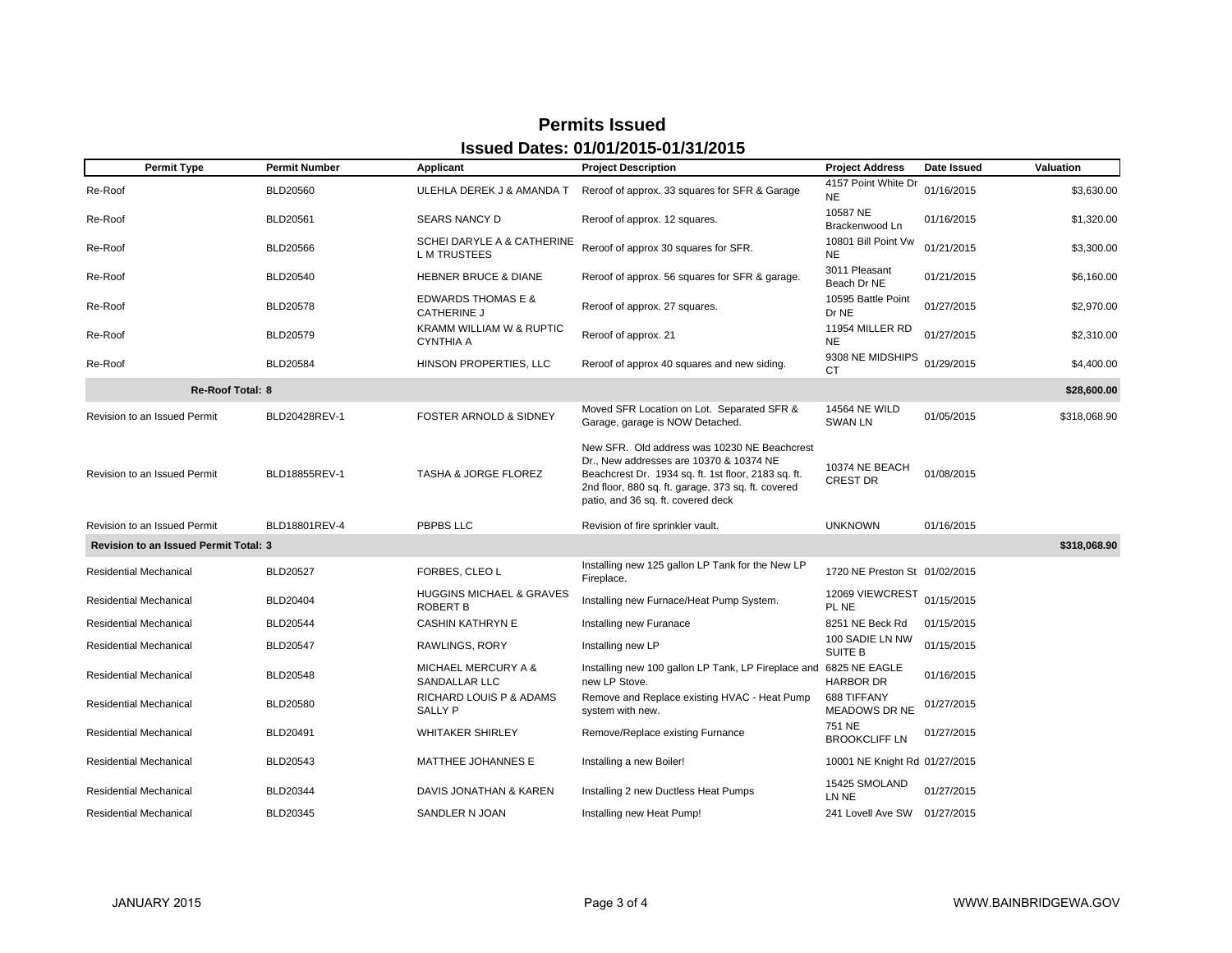# Permits Issued

## Issued Dates: 01/01/2015-01/31/2015

| Permit Type | Permit Number | Applicant | Project Description | Project Address | Date Issued | Valuation |
|---|---|---|---|---|---|---|
| Re-Roof | BLD20560 | ULEHLA DEREK J & AMANDA T | Reroof of approx. 33 squares for SFR & Garage | 4157 Point White Dr NE | 01/16/2015 | $3,630.00 |
| Re-Roof | BLD20561 | SEARS NANCY D | Reroof of approx. 12 squares. | 10587 NE Brackenwood Ln | 01/16/2015 | $1,320.00 |
| Re-Roof | BLD20566 | SCHEI DARYLE A & CATHERINE L M TRUSTEES | Reroof of approx 30 squares for SFR. | 10801 Bill Point Vw NE | 01/21/2015 | $3,300.00 |
| Re-Roof | BLD20540 | HEBNER BRUCE & DIANE | Reroof of approx. 56 squares for SFR & garage. | 3011 Pleasant Beach Dr NE | 01/21/2015 | $6,160.00 |
| Re-Roof | BLD20578 | EDWARDS THOMAS E & CATHERINE J | Reroof of approx. 27 squares. | 10595 Battle Point Dr NE | 01/27/2015 | $2,970.00 |
| Re-Roof | BLD20579 | KRAMM WILLIAM W & RUPTIC CYNTHIA A | Reroof of approx. 21 | 11954 MILLER RD NE | 01/27/2015 | $2,310.00 |
| Re-Roof | BLD20584 | HINSON PROPERTIES, LLC | Reroof of approx 40 squares and new siding. | 9308 NE MIDSHIPS CT | 01/29/2015 | $4,400.00 |
| **Re-Roof Total: 8** | | | | | | **$28,600.00** |
| Revision to an Issued Permit | BLD20428REV-1 | FOSTER ARNOLD & SIDNEY | Moved SFR Location on Lot. Separated SFR & Garage, garage is NOW Detached. | 14564 NE WILD SWAN LN | 01/05/2015 | $318,068.90 |
| Revision to an Issued Permit | BLD18855REV-1 | TASHA & JORGE FLOREZ | New SFR. Old address was 10230 NE Beachcrest Dr., New addresses are 10370 & 10374 NE Beachcrest Dr. 1934 sq. ft. 1st floor, 2183 sq. ft. 2nd floor, 880 sq. ft. garage, 373 sq. ft. covered patio, and 36 sq. ft. covered deck | 10374 NE BEACH CREST DR | 01/08/2015 | |
| Revision to an Issued Permit | BLD18801REV-4 | PBPBS LLC | Revision of fire sprinkler vault. | UNKNOWN | 01/16/2015 | |
| **Revision to an Issued Permit Total: 3** | | | | | | **$318,068.90** |
| Residential Mechanical | BLD20527 | FORBES, CLEO L | Installing new 125 gallon LP Tank for the New LP Fireplace. | 1720 NE Preston St | 01/02/2015 | |
| Residential Mechanical | BLD20404 | HUGGINS MICHAEL & GRAVES ROBERT B | Installing new Furnace/Heat Pump System. | 12069 VIEWCREST PL NE | 01/15/2015 | |
| Residential Mechanical | BLD20544 | CASHIN KATHRYN E | Installing new Furanace | 8251 NE Beck Rd | 01/15/2015 | |
| Residential Mechanical | BLD20547 | RAWLINGS, RORY | Installing new LP | 100 SADIE LN NW SUITE B | 01/15/2015 | |
| Residential Mechanical | BLD20548 | MICHAEL MERCURY A & SANDALLAR LLC | Installing new 100 gallon LP Tank, LP Fireplace and new LP Stove. | 6825 NE EAGLE HARBOR DR | 01/16/2015 | |
| Residential Mechanical | BLD20580 | RICHARD LOUIS P & ADAMS SALLY P | Remove and Replace existing HVAC - Heat Pump system with new. | 688 TIFFANY MEADOWS DR NE | 01/27/2015 | |
| Residential Mechanical | BLD20491 | WHITAKER SHIRLEY | Remove/Replace existing Furnance | 751 NE BROOKCLIFF LN | 01/27/2015 | |
| Residential Mechanical | BLD20543 | MATTHEE JOHANNES E | Installing a new Boiler! | 10001 NE Knight Rd | 01/27/2015 | |
| Residential Mechanical | BLD20344 | DAVIS JONATHAN & KAREN | Installing 2 new Ductless Heat Pumps | 15425 SMOLAND LN NE | 01/27/2015 | |
| Residential Mechanical | BLD20345 | SANDLER N JOAN | Installing new Heat Pump! | 241 Lovell Ave SW | 01/27/2015 | |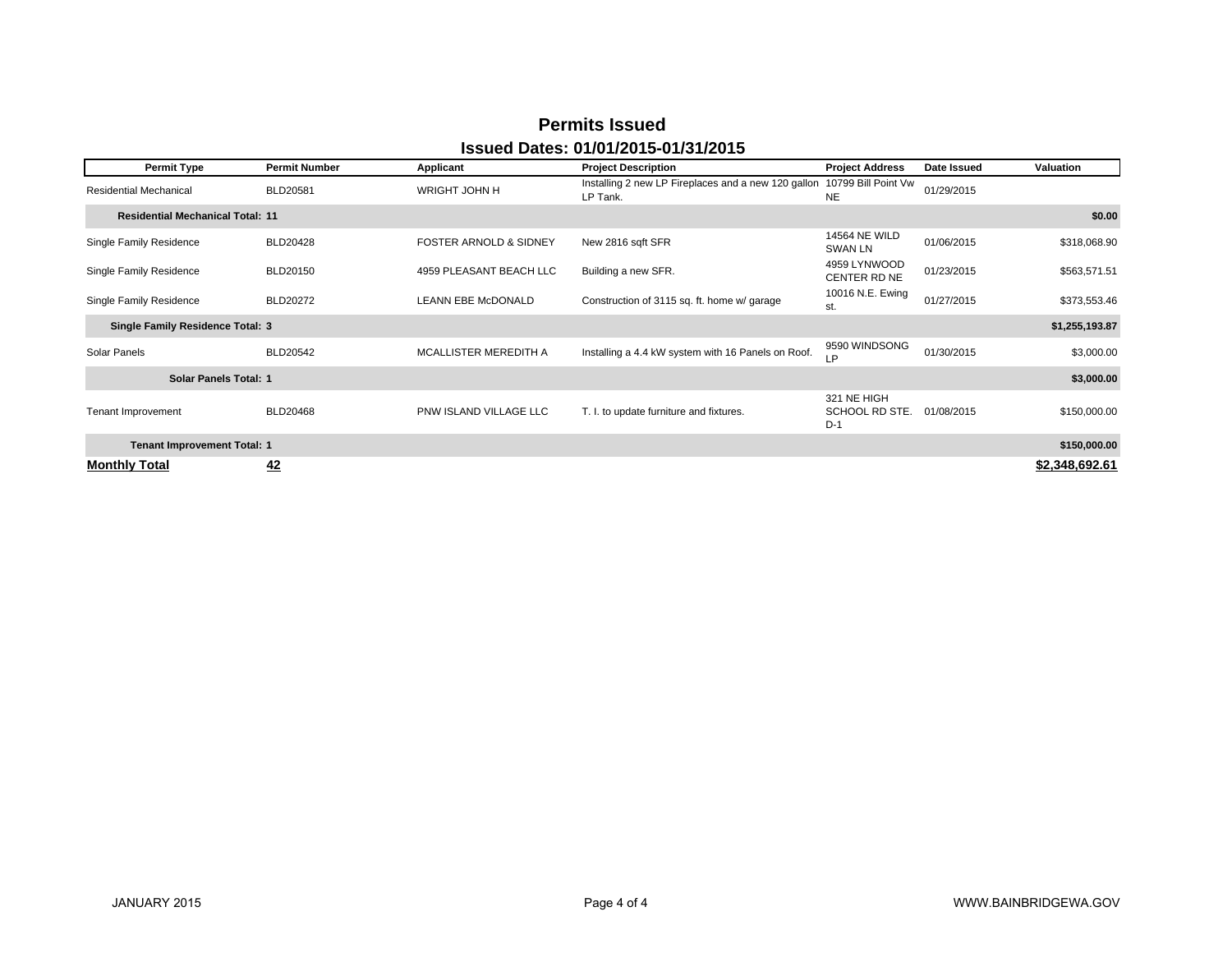# Permits Issued

## Issued Dates: 01/01/2015-01/31/2015

| Permit Type | Permit Number | Applicant | Project Description | Project Address | Date Issued | Valuation |
|---|---|---|---|---|---|---|
| Residential Mechanical | BLD20581 | WRIGHT JOHN H | Installing 2 new LP Fireplaces and a new 120 gallon LP Tank. | 10799 Bill Point Vw NE | 01/29/2015 | |
| **Residential Mechanical Total: 11** | | | | | | **$0.00** |
| Single Family Residence | BLD20428 | FOSTER ARNOLD & SIDNEY | New 2816 sqft SFR | 14564 NE WILD SWAN LN | 01/06/2015 | $318,068.90 |
| Single Family Residence | BLD20150 | 4959 PLEASANT BEACH LLC | Building a new SFR. | 4959 LYNWOOD CENTER RD NE | 01/23/2015 | $563,571.51 |
| Single Family Residence | BLD20272 | LEANN EBE McDONALD | Construction of 3115 sq. ft. home w/ garage | 10016 N.E. Ewing st. | 01/27/2015 | $373,553.46 |
| **Single Family Residence Total: 3** | | | | | | **$1,255,193.87** |
| Solar Panels | BLD20542 | MCALLISTER MEREDITH A | Installing a 4.4 kW system with 16 Panels on Roof. | 9590 WINDSONG LP | 01/30/2015 | $3,000.00 |
| **Solar Panels Total: 1** | | | | | | **$3,000.00** |
| Tenant Improvement | BLD20468 | PNW ISLAND VILLAGE LLC | T. I. to update furniture and fixtures. | 321 NE HIGH SCHOOL RD STE. D-1 | 01/08/2015 | $150,000.00 |
| **Tenant Improvement Total: 1** | | | | | | **$150,000.00** |
| **Monthly Total** | **42** | | | | | **$2,348,692.61** |